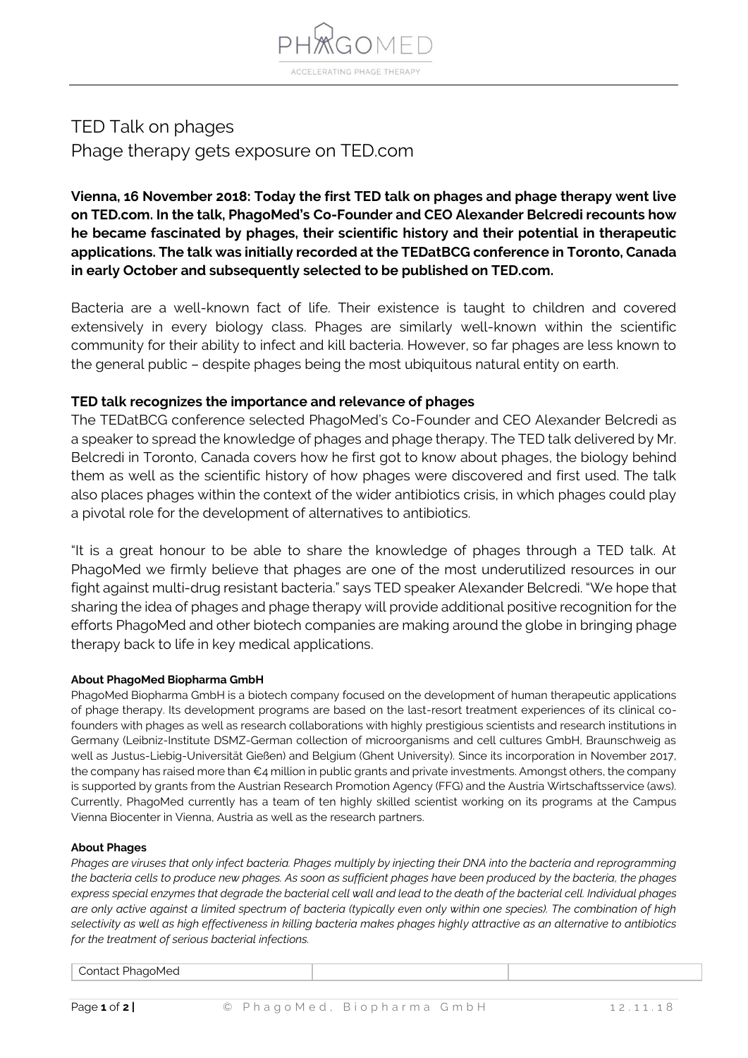# TED Talk on phages

## Phage therapy gets exposure on TED.com

**Vienna, 16 November 2018: Today the first TED talk on phages and phage therapy went live on TED.com. In the talk, PhagoMed's Co-Founder and CEO Alexander Belcredi recounts how he became fascinated by phages, their scientific history and their potential in therapeutic applications. The talk was initially recorded at the TEDatBCG conference in Toronto, Canada in early October and subsequently selected to be published on TED.com.**

Bacteria are a well-known fact of life. Their existence is taught to children and covered extensively in every biology class. Phages are similarly well-known within the scientific community for their ability to infect and kill bacteria. However, so far phages are less known to the general public – despite phages being the most ubiquitous natural entity on earth.

### TED talk recognizes the importance and relevance of phages

The TEDatBCG conference selected PhagoMed's Co-Founder and CEO Alexander Belcredi as a speaker to spread the knowledge of phages and phage therapy. The TED talk delivered by Mr. Belcredi in Toronto, Canada covers how he first got to know about phages, the biology behind them as well as the scientific history of how phages were discovered and first used. The talk also places phages within the context of the wider antibiotics crisis, in which phages could play a pivotal role for the development of alternatives to antibiotics.

"It is a great honour to be able to share the knowledge of phages through a TED talk. At PhagoMed we firmly believe that phages are one of the most underutilized resources in our fight against multi-drug resistant bacteria." says TED speaker Alexander Belcredi. "We hope that sharing the idea of phages and phage therapy will provide additional positive recognition for the efforts PhagoMed and other biotech companies are making around the globe in bringing phage therapy back to life in key medical applications.

**About PhagoMed Biopharma GmbH**

PhagoMed Biopharma GmbH is a biotech company focused on the development of human therapeutic applications of phage therapy. Its development programs are based on the last-resort treatment experiences of its clinical co-founders with phages as well as research collaborations with highly prestigious scientists and research institutions in Germany (Leibniz-Institute DSMZ-German collection of microorganisms and cell cultures GmbH, Braunschweig as well as Justus-Liebig-Universität Gießen) and Belgium (Ghent University). Since its incorporation in November 2017, the company has raised more than €4 million in public grants and private investments. Amongst others, the company is supported by grants from the Austrian Research Promotion Agency (FFG) and the Austria Wirtschaftsservice (aws). Currently, PhagoMed currently has a team of ten highly skilled scientist working on its programs at the Campus Vienna Biocenter in Vienna, Austria as well as the research partners.

**About Phages**

*Phages are viruses that only infect bacteria. Phages multiply by injecting their DNA into the bacteria and reprogramming the bacteria cells to produce new phages. As soon as sufficient phages have been produced by the bacteria, the phages express special enzymes that degrade the bacterial cell wall and lead to the death of the bacterial cell. Individual phages are only active against a limited spectrum of bacteria (typically even only within one species). The combination of high selectivity as well as high effectiveness in killing bacteria makes phages highly attractive as an alternative to antibiotics for the treatment of serious bacterial infections.*

| | | |
|---|---|---|
| Contact PhagoMed | | |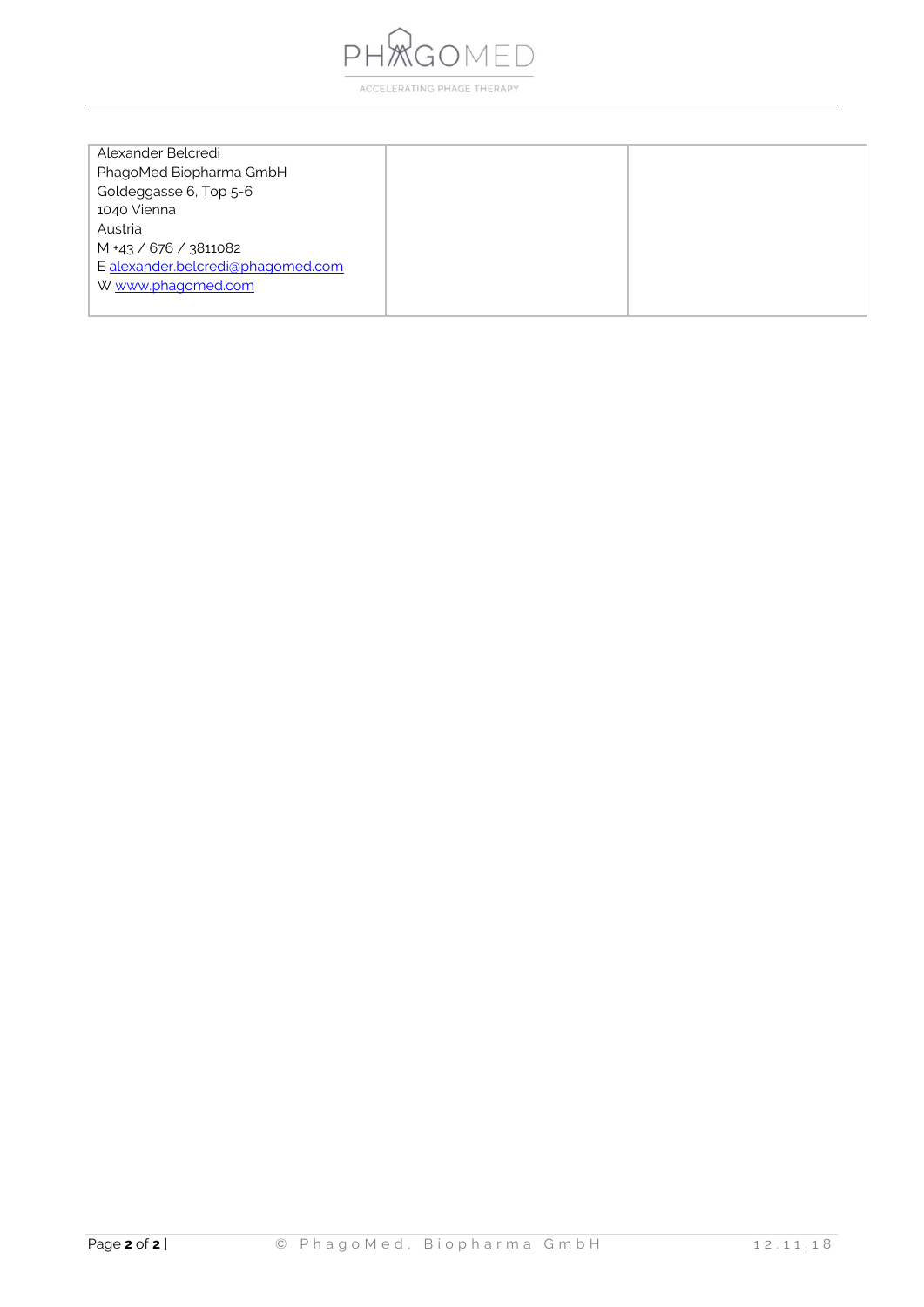| | | |
|---|---|---|
| Alexander Belcredi<br>PhagoMed Biopharma GmbH<br>Goldeggasse 6, Top 5-6<br>1040 Vienna<br>Austria<br>M +43 / 676 / 3811082<br>E alexander.belcredi@phagomed.com<br>W www.phagomed.com | | |